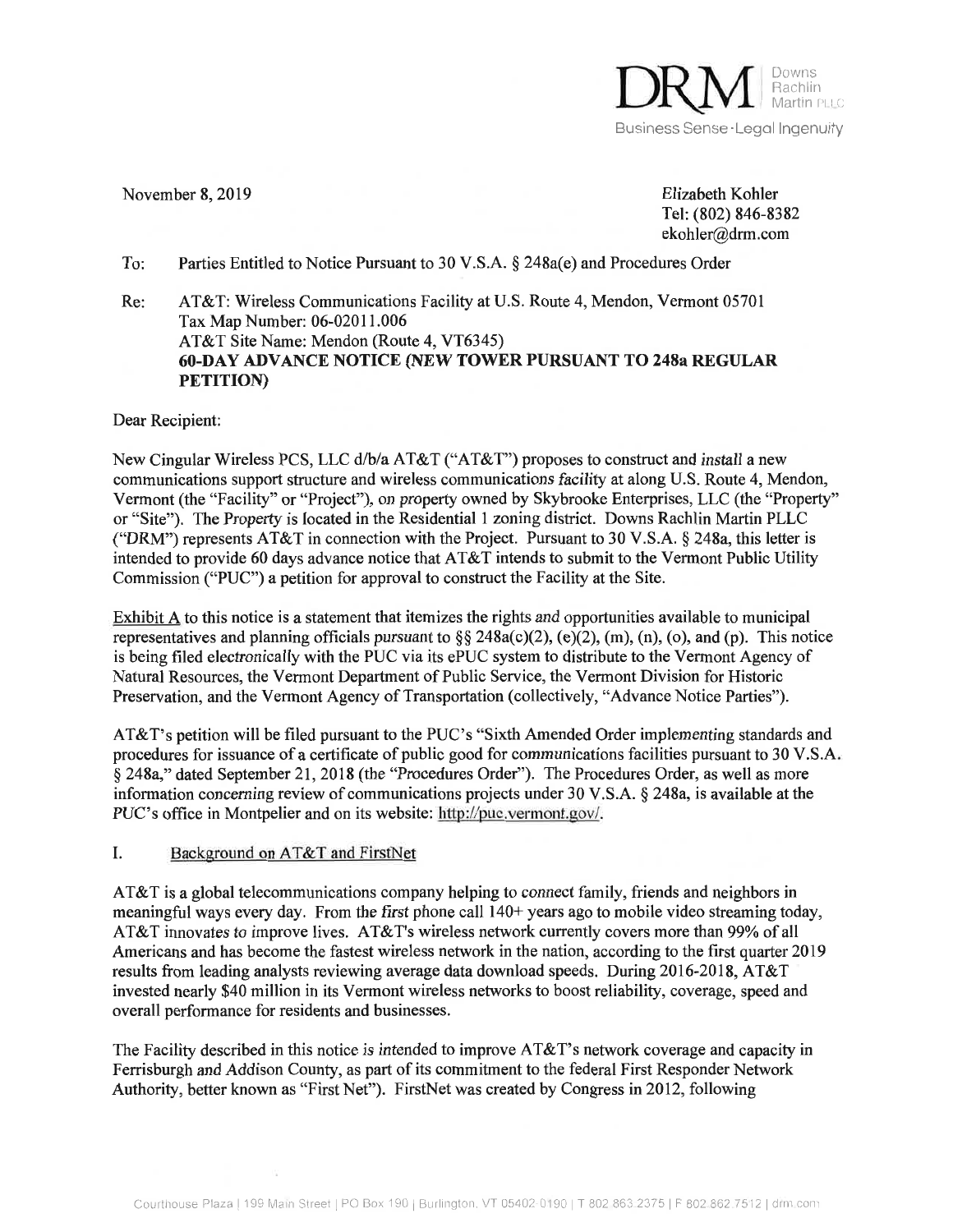DRM Downs Rachlin Martin PLLC
Business Sense · Legal Ingenuity

November 8, 2019

Elizabeth Kohler
Tel: (802) 846-8382
ekohler@drm.com

To: Parties Entitled to Notice Pursuant to 30 V.S.A. § 248a(e) and Procedures Order

Re: AT&T: Wireless Communications Facility at U.S. Route 4, Mendon, Vermont 05701
Tax Map Number: 06-02011.006
AT&T Site Name: Mendon (Route 4, VT6345)
**60-DAY ADVANCE NOTICE (NEW TOWER PURSUANT TO 248a REGULAR PETITION)**

Dear Recipient:

New Cingular Wireless PCS, LLC d/b/a AT&T ("AT&T") proposes to construct and install a new communications support structure and wireless communications facility at along U.S. Route 4, Mendon, Vermont (the "Facility" or "Project"), on property owned by Skybrooke Enterprises, LLC (the "Property" or "Site"). The Property is located in the Residential 1 zoning district. Downs Rachlin Martin PLLC ("DRM") represents AT&T in connection with the Project. Pursuant to 30 V.S.A. § 248a, this letter is intended to provide 60 days advance notice that AT&T intends to submit to the Vermont Public Utility Commission ("PUC") a petition for approval to construct the Facility at the Site.

Exhibit A to this notice is a statement that itemizes the rights and opportunities available to municipal representatives and planning officials pursuant to §§ 248a(c)(2), (e)(2), (m), (n), (o), and (p). This notice is being filed electronically with the PUC via its ePUC system to distribute to the Vermont Agency of Natural Resources, the Vermont Department of Public Service, the Vermont Division for Historic Preservation, and the Vermont Agency of Transportation (collectively, "Advance Notice Parties").

AT&T's petition will be filed pursuant to the PUC's "Sixth Amended Order implementing standards and procedures for issuance of a certificate of public good for communications facilities pursuant to 30 V.S.A. § 248a," dated September 21, 2018 (the "Procedures Order"). The Procedures Order, as well as more information concerning review of communications projects under 30 V.S.A. § 248a, is available at the PUC's office in Montpelier and on its website: http://puc.vermont.gov/.

## I. Background on AT&T and FirstNet

AT&T is a global telecommunications company helping to connect family, friends and neighbors in meaningful ways every day. From the first phone call 140+ years ago to mobile video streaming today, AT&T innovates to improve lives. AT&T's wireless network currently covers more than 99% of all Americans and has become the fastest wireless network in the nation, according to the first quarter 2019 results from leading analysts reviewing average data download speeds. During 2016-2018, AT&T invested nearly $40 million in its Vermont wireless networks to boost reliability, coverage, speed and overall performance for residents and businesses.

The Facility described in this notice is intended to improve AT&T's network coverage and capacity in Ferrisburgh and Addison County, as part of its commitment to the federal First Responder Network Authority, better known as "First Net"). FirstNet was created by Congress in 2012, following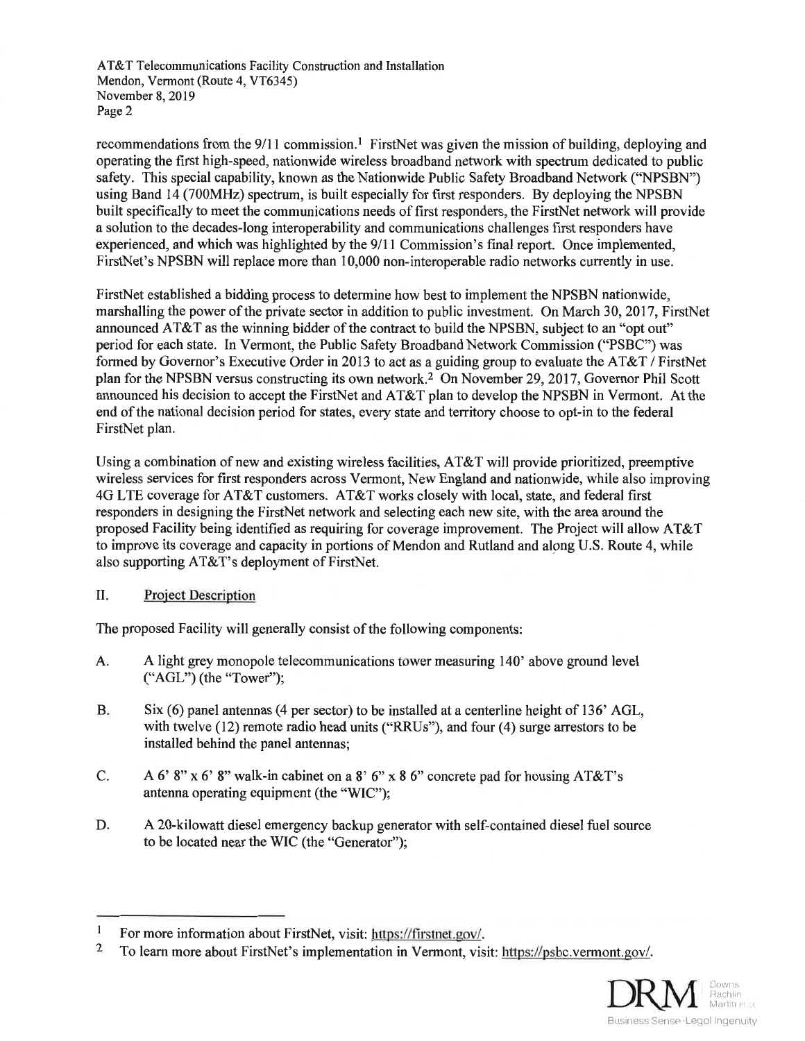recommendations from the 9/11 commission.[1] FirstNet was given the mission of building, deploying and operating the first high-speed, nationwide wireless broadband network with spectrum dedicated to public safety. This special capability, known as the Nationwide Public Safety Broadband Network ("NPSBN") using Band 14 (700MHz) spectrum, is built especially for first responders. By deploying the NPSBN built specifically to meet the communications needs of first responders, the FirstNet network will provide a solution to the decades-long interoperability and communications challenges first responders have experienced, and which was highlighted by the 9/11 Commission's final report. Once implemented, FirstNet's NPSBN will replace more than 10,000 non-interoperable radio networks currently in use.

FirstNet established a bidding process to determine how best to implement the NPSBN nationwide, marshalling the power of the private sector in addition to public investment. On March 30, 2017, FirstNet announced AT&T as the winning bidder of the contract to build the NPSBN, subject to an "opt out" period for each state. In Vermont, the Public Safety Broadband Network Commission ("PSBC") was formed by Governor's Executive Order in 2013 to act as a guiding group to evaluate the AT&T / FirstNet plan for the NPSBN versus constructing its own network.[2] On November 29, 2017, Governor Phil Scott announced his decision to accept the FirstNet and AT&T plan to develop the NPSBN in Vermont. At the end of the national decision period for states, every state and territory choose to opt-in to the federal FirstNet plan.

Using a combination of new and existing wireless facilities, AT&T will provide prioritized, preemptive wireless services for first responders across Vermont, New England and nationwide, while also improving 4G LTE coverage for AT&T customers. AT&T works closely with local, state, and federal first responders in designing the FirstNet network and selecting each new site, with the area around the proposed Facility being identified as requiring for coverage improvement. The Project will allow AT&T to improve its coverage and capacity in portions of Mendon and Rutland and along U.S. Route 4, while also supporting AT&T's deployment of FirstNet.

## II. Project Description

The proposed Facility will generally consist of the following components:

A. A light grey monopole telecommunications tower measuring 140' above ground level ("AGL") (the "Tower");

B. Six (6) panel antennas (4 per sector) to be installed at a centerline height of 136' AGL, with twelve (12) remote radio head units ("RRUs"), and four (4) surge arrestors to be installed behind the panel antennas;

C. A 6' 8" x 6' 8" walk-in cabinet on a 8' 6" x 8 6" concrete pad for housing AT&T's antenna operating equipment (the "WIC");

D. A 20-kilowatt diesel emergency backup generator with self-contained diesel fuel source to be located near the WIC (the "Generator");

---

[1] For more information about FirstNet, visit: https://firstnet.gov/.

[2] To learn more about FirstNet's implementation in Vermont, visit: https://psbc.vermont.gov/.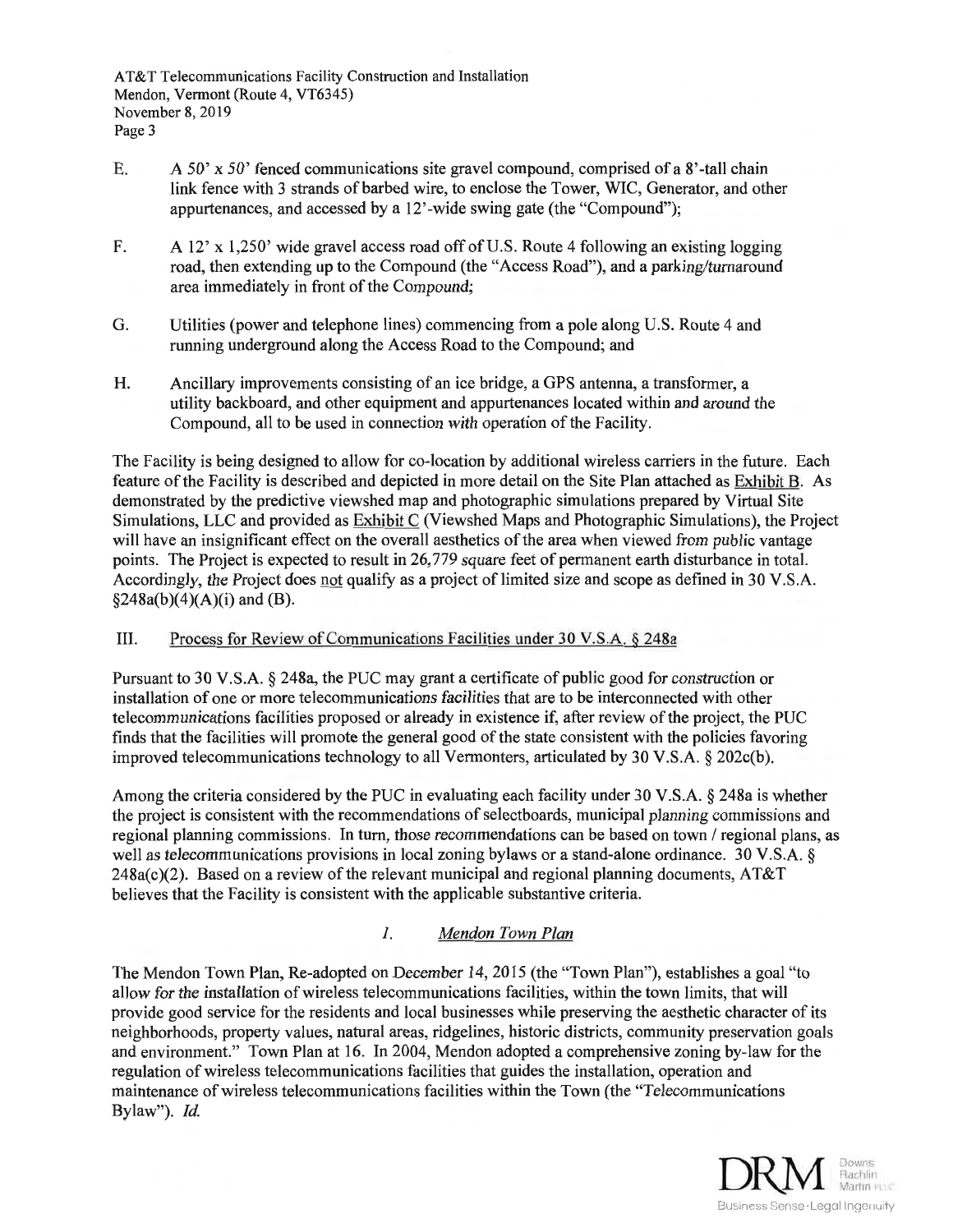E. A 50' x 50' fenced communications site gravel compound, comprised of a 8'-tall chain link fence with 3 strands of barbed wire, to enclose the Tower, WIC, Generator, and other appurtenances, and accessed by a 12'-wide swing gate (the "Compound");

F. A 12' x 1,250' wide gravel access road off of U.S. Route 4 following an existing logging road, then extending up to the Compound (the "Access Road"), and a parking/turnaround area immediately in front of the Compound;

G. Utilities (power and telephone lines) commencing from a pole along U.S. Route 4 and running underground along the Access Road to the Compound; and

H. Ancillary improvements consisting of an ice bridge, a GPS antenna, a transformer, a utility backboard, and other equipment and appurtenances located within and around the Compound, all to be used in connection with operation of the Facility.

The Facility is being designed to allow for co-location by additional wireless carriers in the future. Each feature of the Facility is described and depicted in more detail on the Site Plan attached as <u>Exhibit B</u>. As demonstrated by the predictive viewshed map and photographic simulations prepared by Virtual Site Simulations, LLC and provided as <u>Exhibit C</u> (Viewshed Maps and Photographic Simulations), the Project will have an insignificant effect on the overall aesthetics of the area when viewed from public vantage points. The Project is expected to result in 26,779 square feet of permanent earth disturbance in total. Accordingly, the Project does <u>not</u> qualify as a project of limited size and scope as defined in 30 V.S.A. §248a(b)(4)(A)(i) and (B).

## III. <u>Process for Review of Communications Facilities under 30 V.S.A. § 248a</u>

Pursuant to 30 V.S.A. § 248a, the PUC may grant a certificate of public good for construction or installation of one or more telecommunications facilities that are to be interconnected with other telecommunications facilities proposed or already in existence if, after review of the project, the PUC finds that the facilities will promote the general good of the state consistent with the policies favoring improved telecommunications technology to all Vermonters, articulated by 30 V.S.A. § 202c(b).

Among the criteria considered by the PUC in evaluating each facility under 30 V.S.A. § 248a is whether the project is consistent with the recommendations of selectboards, municipal planning commissions and regional planning commissions. In turn, those recommendations can be based on town / regional plans, as well as telecommunications provisions in local zoning bylaws or a stand-alone ordinance. 30 V.S.A. § 248a(c)(2). Based on a review of the relevant municipal and regional planning documents, AT&T believes that the Facility is consistent with the applicable substantive criteria.

### *1. <u>Mendon Town Plan</u>*

The Mendon Town Plan, Re-adopted on December 14, 2015 (the "Town Plan"), establishes a goal "to allow for the installation of wireless telecommunications facilities, within the town limits, that will provide good service for the residents and local businesses while preserving the aesthetic character of its neighborhoods, property values, natural areas, ridgelines, historic districts, community preservation goals and environment." Town Plan at 16. In 2004, Mendon adopted a comprehensive zoning by-law for the regulation of wireless telecommunications facilities that guides the installation, operation and maintenance of wireless telecommunications facilities within the Town (the "Telecommunications Bylaw"). *Id.*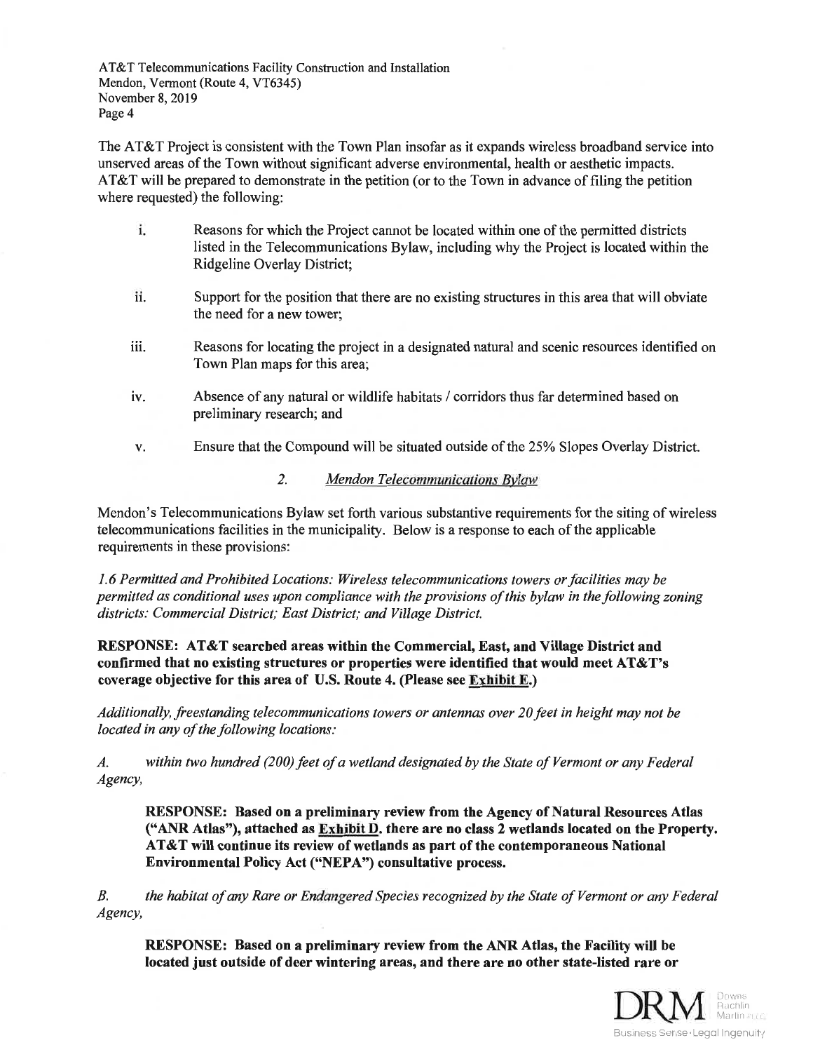The AT&T Project is consistent with the Town Plan insofar as it expands wireless broadband service into unserved areas of the Town without significant adverse environmental, health or aesthetic impacts. AT&T will be prepared to demonstrate in the petition (or to the Town in advance of filing the petition where requested) the following:

i. Reasons for which the Project cannot be located within one of the permitted districts listed in the Telecommunications Bylaw, including why the Project is located within the Ridgeline Overlay District;

ii. Support for the position that there are no existing structures in this area that will obviate the need for a new tower;

iii. Reasons for locating the project in a designated natural and scenic resources identified on Town Plan maps for this area;

iv. Absence of any natural or wildlife habitats / corridors thus far determined based on preliminary research; and

v. Ensure that the Compound will be situated outside of the 25% Slopes Overlay District.

### 2. *Mendon Telecommunications Bylaw*

Mendon's Telecommunications Bylaw set forth various substantive requirements for the siting of wireless telecommunications facilities in the municipality. Below is a response to each of the applicable requirements in these provisions:

*1.6 Permitted and Prohibited Locations: Wireless telecommunications towers or facilities may be permitted as conditional uses upon compliance with the provisions of this bylaw in the following zoning districts: Commercial District; East District; and Village District.*

**RESPONSE: AT&T searched areas within the Commercial, East, and Village District and confirmed that no existing structures or properties were identified that would meet AT&T's coverage objective for this area of U.S. Route 4. (Please see Exhibit E.)**

*Additionally, freestanding telecommunications towers or antennas over 20 feet in height may not be located in any of the following locations:*

*A. within two hundred (200) feet of a wetland designated by the State of Vermont or any Federal Agency,*

> **RESPONSE: Based on a preliminary review from the Agency of Natural Resources Atlas ("ANR Atlas"), attached as Exhibit D. there are no class 2 wetlands located on the Property. AT&T will continue its review of wetlands as part of the contemporaneous National Environmental Policy Act ("NEPA") consultative process.**

*B. the habitat of any Rare or Endangered Species recognized by the State of Vermont or any Federal Agency,*

> **RESPONSE: Based on a preliminary review from the ANR Atlas, the Facility will be located just outside of deer wintering areas, and there are no other state-listed rare or**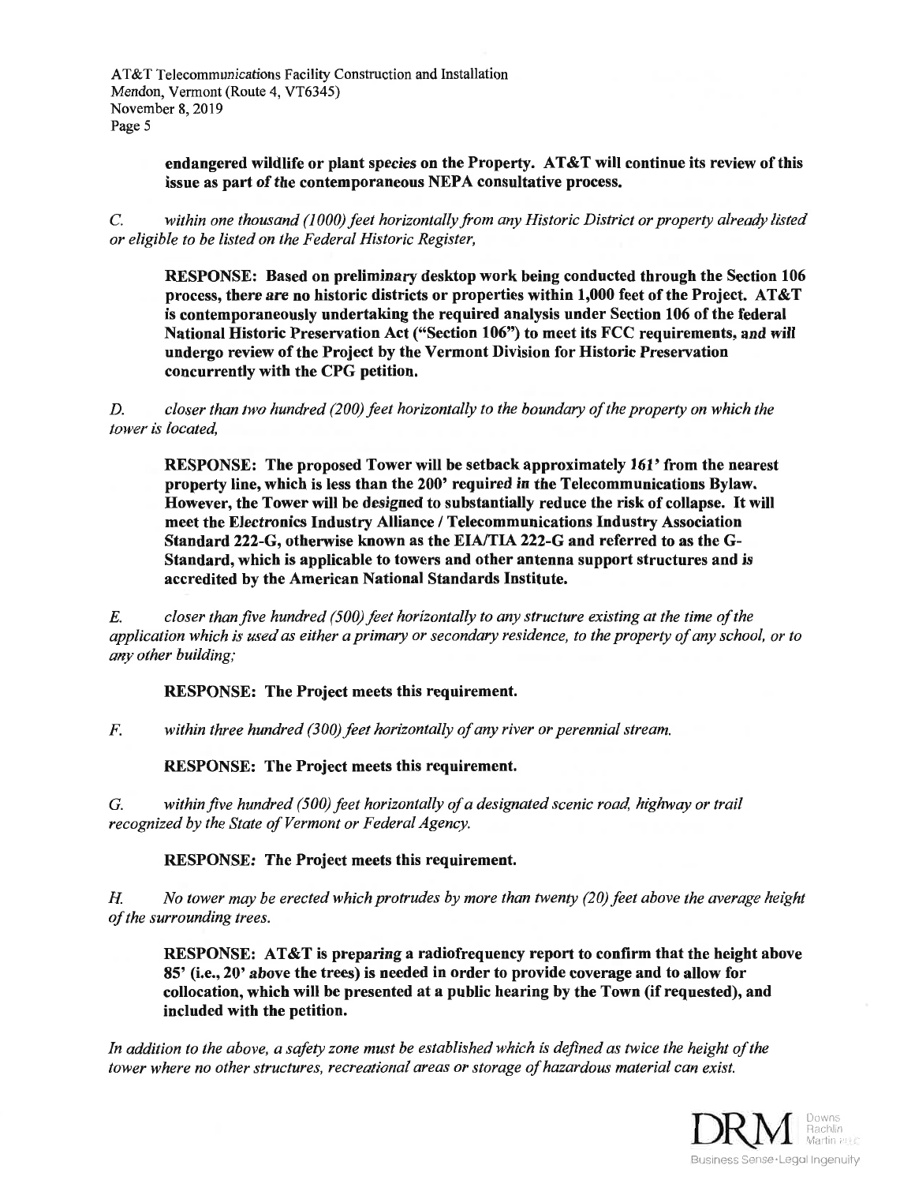**endangered wildlife or plant species on the Property. AT&T will continue its review of this issue as part of the contemporaneous NEPA consultative process.**

*C. within one thousand (1000) feet horizontally from any Historic District or property already listed or eligible to be listed on the Federal Historic Register,*

**RESPONSE: Based on preliminary desktop work being conducted through the Section 106 process, there are no historic districts or properties within 1,000 feet of the Project. AT&T is contemporaneously undertaking the required analysis under Section 106 of the federal National Historic Preservation Act ("Section 106") to meet its FCC requirements, and will undergo review of the Project by the Vermont Division for Historic Preservation concurrently with the CPG petition.**

*D. closer than two hundred (200) feet horizontally to the boundary of the property on which the tower is located,*

**RESPONSE: The proposed Tower will be setback approximately 161' from the nearest property line, which is less than the 200' required in the Telecommunications Bylaw. However, the Tower will be designed to substantially reduce the risk of collapse. It will meet the Electronics Industry Alliance / Telecommunications Industry Association Standard 222-G, otherwise known as the EIA/TIA 222-G and referred to as the G-Standard, which is applicable to towers and other antenna support structures and is accredited by the American National Standards Institute.**

*E. closer than five hundred (500) feet horizontally to any structure existing at the time of the application which is used as either a primary or secondary residence, to the property of any school, or to any other building;*

**RESPONSE: The Project meets this requirement.**

*F. within three hundred (300) feet horizontally of any river or perennial stream.*

**RESPONSE: The Project meets this requirement.**

*G. within five hundred (500) feet horizontally of a designated scenic road, highway or trail recognized by the State of Vermont or Federal Agency.*

**RESPONSE: The Project meets this requirement.**

*H. No tower may be erected which protrudes by more than twenty (20) feet above the average height of the surrounding trees.*

**RESPONSE: AT&T is preparing a radiofrequency report to confirm that the height above 85' (i.e., 20' above the trees) is needed in order to provide coverage and to allow for collocation, which will be presented at a public hearing by the Town (if requested), and included with the petition.**

*In addition to the above, a safety zone must be established which is defined as twice the height of the tower where no other structures, recreational areas or storage of hazardous material can exist.*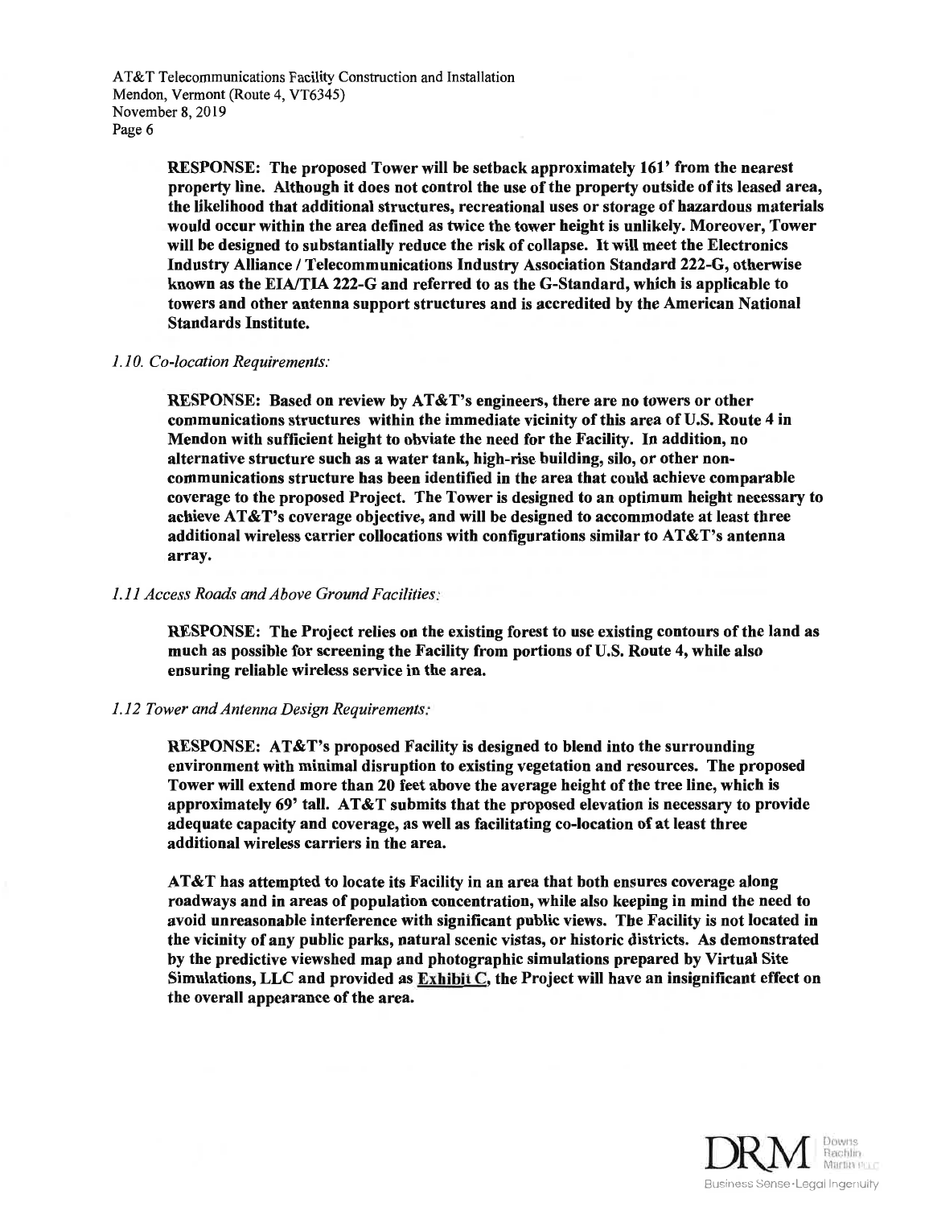**RESPONSE: The proposed Tower will be setback approximately 161' from the nearest property line. Although it does not control the use of the property outside of its leased area, the likelihood that additional structures, recreational uses or storage of hazardous materials would occur within the area defined as twice the tower height is unlikely. Moreover, Tower will be designed to substantially reduce the risk of collapse. It will meet the Electronics Industry Alliance / Telecommunications Industry Association Standard 222-G, otherwise known as the EIA/TIA 222-G and referred to as the G-Standard, which is applicable to towers and other antenna support structures and is accredited by the American National Standards Institute.**

*1.10. Co-location Requirements:*

**RESPONSE: Based on review by AT&T's engineers, there are no towers or other communications structures within the immediate vicinity of this area of U.S. Route 4 in Mendon with sufficient height to obviate the need for the Facility. In addition, no alternative structure such as a water tank, high-rise building, silo, or other non-communications structure has been identified in the area that could achieve comparable coverage to the proposed Project. The Tower is designed to an optimum height necessary to achieve AT&T's coverage objective, and will be designed to accommodate at least three additional wireless carrier collocations with configurations similar to AT&T's antenna array.**

*1.11 Access Roads and Above Ground Facilities:*

**RESPONSE: The Project relies on the existing forest to use existing contours of the land as much as possible for screening the Facility from portions of U.S. Route 4, while also ensuring reliable wireless service in the area.**

*1.12 Tower and Antenna Design Requirements:*

**RESPONSE: AT&T's proposed Facility is designed to blend into the surrounding environment with minimal disruption to existing vegetation and resources. The proposed Tower will extend more than 20 feet above the average height of the tree line, which is approximately 69' tall. AT&T submits that the proposed elevation is necessary to provide adequate capacity and coverage, as well as facilitating co-location of at least three additional wireless carriers in the area.**

**AT&T has attempted to locate its Facility in an area that both ensures coverage along roadways and in areas of population concentration, while also keeping in mind the need to avoid unreasonable interference with significant public views. The Facility is not located in the vicinity of any public parks, natural scenic vistas, or historic districts. As demonstrated by the predictive viewshed map and photographic simulations prepared by Virtual Site Simulations, LLC and provided as <u>Exhibit C</u>, the Project will have an insignificant effect on the overall appearance of the area.**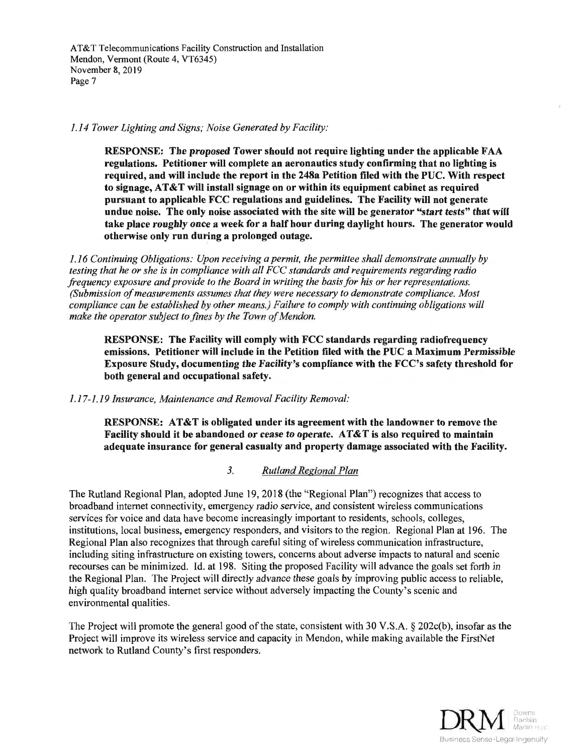*1.14 Tower Lighting and Signs; Noise Generated by Facility:*

> **RESPONSE: The *proposed* Tower should not require lighting under the applicable FAA regulations. Petitioner will complete an aeronautics study confirming that no lighting is required, and will include the report in the 248a Petition filed with the PUC. With respect to signage, AT&T will install signage on or within its equipment cabinet as required pursuant to applicable FCC regulations and guidelines. The Facility will not generate undue noise. The only noise associated with the site will be generator "*start tests*" that will take place roughly once a week for a half hour during daylight hours. The generator would otherwise only run during a prolonged outage.**

*1.16 Continuing Obligations: Upon receiving a permit, the permittee shall demonstrate annually by testing that he or she is in compliance with all FCC standards and requirements regarding radio frequency exposure and provide to the Board in writing the basis for his or her representations. (Submission of measurements assumes that they were necessary to demonstrate compliance. Most compliance can be established by other means.) Failure to comply with continuing obligations will make the operator subject to fines by the Town of Mendon.*

> **RESPONSE: The Facility will comply with FCC standards regarding radiofrequency emissions. Petitioner will include in the Petition filed with the PUC a Maximum Permissible Exposure Study, documenting the Facility's compliance with the FCC's safety threshold for both general and occupational safety.**

*1.17-1.19 Insurance, Maintenance and Removal Facility Removal:*

> **RESPONSE: AT&T is obligated under its agreement with the landowner to remove the Facility should it be abandoned or cease to operate. AT&T is also required to maintain adequate insurance for general casualty and property damage associated with the Facility.**

### 3. *Rutland Regional Plan*

The Rutland Regional Plan, adopted June 19, 2018 (the "Regional Plan") recognizes that access to broadband internet connectivity, emergency radio service, and consistent wireless communications services for voice and data have become increasingly important to residents, schools, colleges, institutions, local business, emergency responders, and visitors to the region. Regional Plan at 196. The Regional Plan also recognizes that through careful siting of wireless communication infrastructure, including siting infrastructure on existing towers, concerns about adverse impacts to natural and scenic recourses can be minimized. Id. at 198. Siting the proposed Facility will advance the goals set forth in the Regional Plan. The Project will directly advance these goals by improving public access to reliable, high quality broadband internet service without adversely impacting the County's scenic and environmental qualities.

The Project will promote the general good of the state, consistent with 30 V.S.A. § 202c(b), insofar as the Project will improve its wireless service and capacity in Mendon, while making available the FirstNet network to Rutland County's first responders.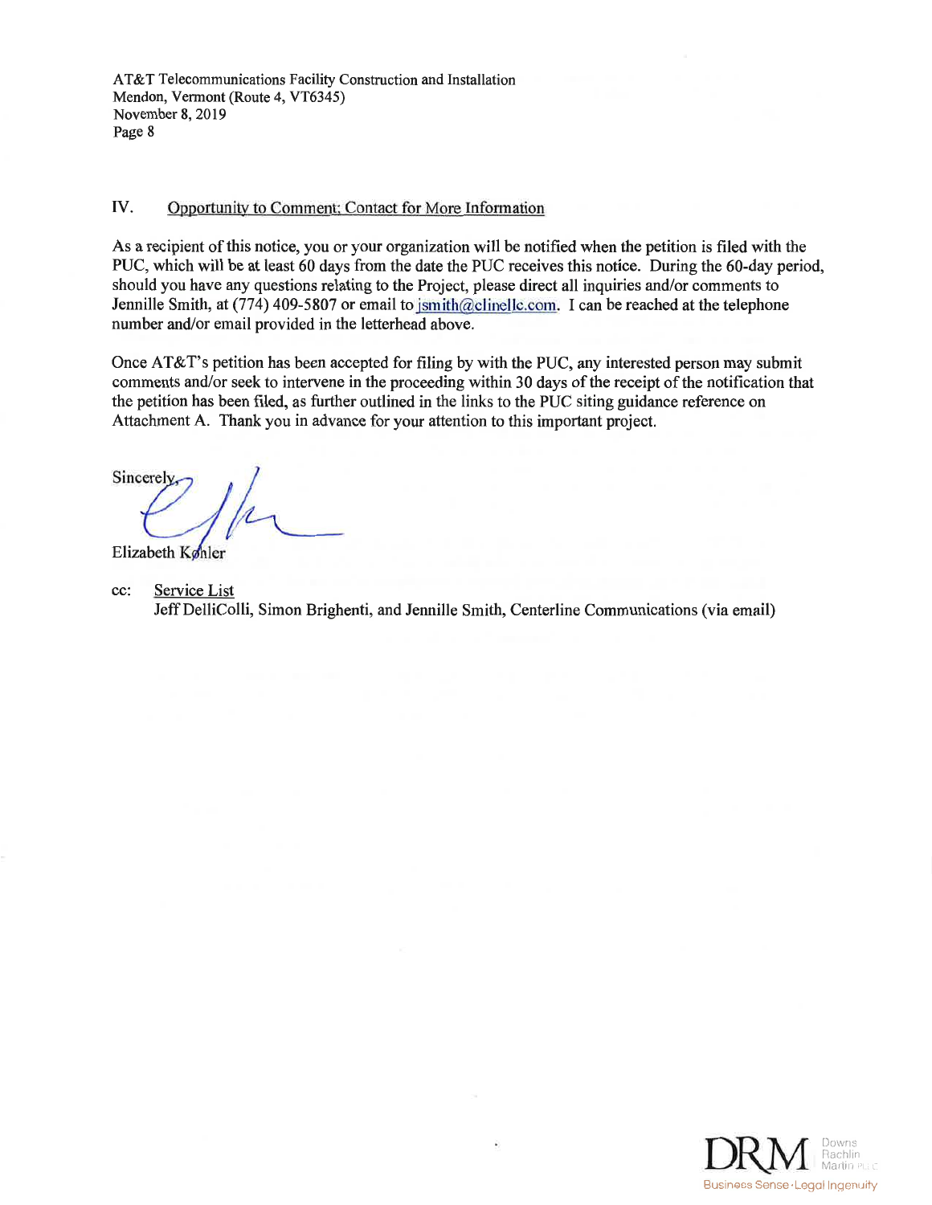## IV. Opportunity to Comment; Contact for More Information

As a recipient of this notice, you or your organization will be notified when the petition is filed with the PUC, which will be at least 60 days from the date the PUC receives this notice. During the 60-day period, should you have any questions relating to the Project, please direct all inquiries and/or comments to Jennille Smith, at (774) 409-5807 or email to jsmith@clinellc.com. I can be reached at the telephone number and/or email provided in the letterhead above.

Once AT&T's petition has been accepted for filing by with the PUC, any interested person may submit comments and/or seek to intervene in the proceeding within 30 days of the receipt of the notification that the petition has been filed, as further outlined in the links to the PUC siting guidance reference on Attachment A. Thank you in advance for your attention to this important project.

Sincerely,

Elizabeth Kohler

cc: Service List
Jeff DelliColli, Simon Brighenti, and Jennille Smith, Centerline Communications (via email)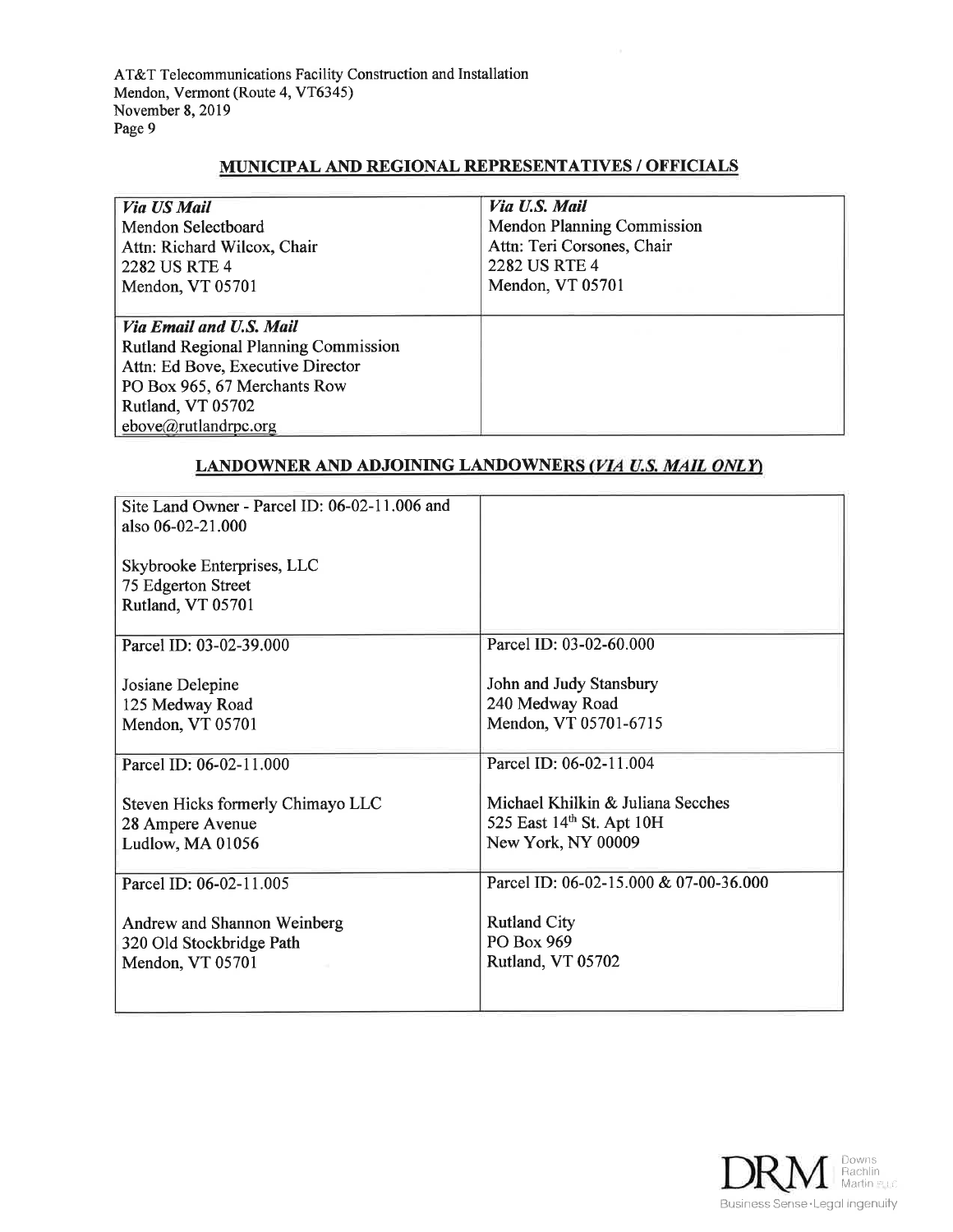## MUNICIPAL AND REGIONAL REPRESENTATIVES / OFFICIALS

| | |
|---|---|
| ***Via US Mail***<br>Mendon Selectboard<br>Attn: Richard Wilcox, Chair<br>2282 US RTE 4<br>Mendon, VT 05701 | ***Via U.S. Mail***<br>Mendon Planning Commission<br>Attn: Teri Corsones, Chair<br>2282 US RTE 4<br>Mendon, VT 05701 |
| ***Via Email and U.S. Mail***<br>Rutland Regional Planning Commission<br>Attn: Ed Bove, Executive Director<br>PO Box 965, 67 Merchants Row<br>Rutland, VT 05702<br>ebove@rutlandrpc.org | |

## LANDOWNER AND ADJOINING LANDOWNERS (*VIA U.S. MAIL ONLY*)

| | |
|---|---|
| Site Land Owner - Parcel ID: 06-02-11.006 and also 06-02-21.000<br><br>Skybrooke Enterprises, LLC<br>75 Edgerton Street<br>Rutland, VT 05701 | |
| Parcel ID: 03-02-39.000<br><br>Josiane Delepine<br>125 Medway Road<br>Mendon, VT 05701 | Parcel ID: 03-02-60.000<br><br>John and Judy Stansbury<br>240 Medway Road<br>Mendon, VT 05701-6715 |
| Parcel ID: 06-02-11.000<br><br>Steven Hicks formerly Chimayo LLC<br>28 Ampere Avenue<br>Ludlow, MA 01056 | Parcel ID: 06-02-11.004<br><br>Michael Khilkin & Juliana Secches<br>525 East 14th St. Apt 10H<br>New York, NY 00009 |
| Parcel ID: 06-02-11.005<br><br>Andrew and Shannon Weinberg<br>320 Old Stockbridge Path<br>Mendon, VT 05701 | Parcel ID: 06-02-15.000 & 07-00-36.000<br><br>Rutland City<br>PO Box 969<br>Rutland, VT 05702 |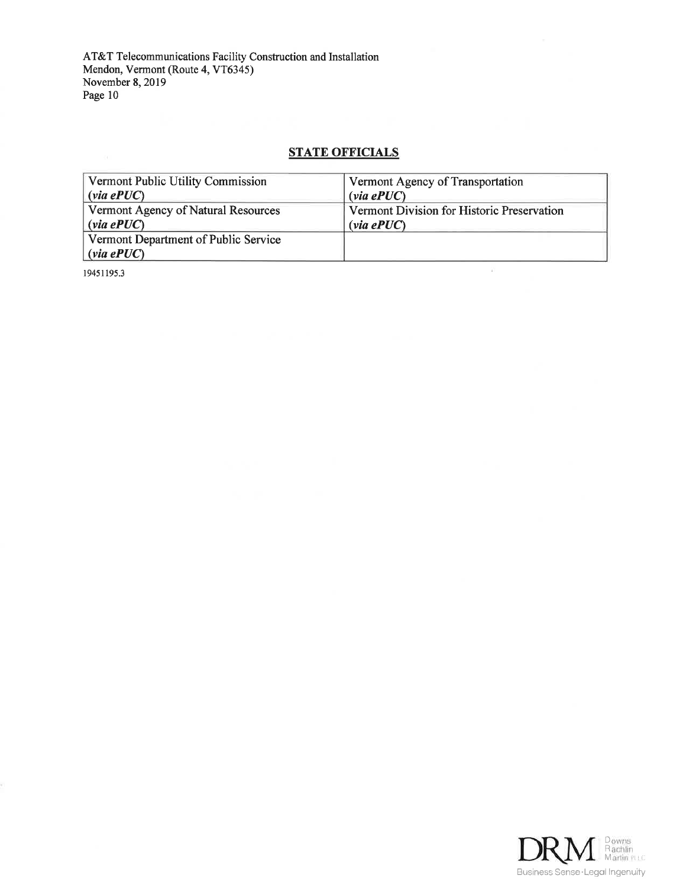## STATE OFFICIALS

| | |
|---|---|
| Vermont Public Utility Commission<br>(*via ePUC*) | Vermont Agency of Transportation<br>(*via ePUC*) |
| Vermont Agency of Natural Resources<br>(*via ePUC*) | Vermont Division for Historic Preservation<br>(*via ePUC*) |
| Vermont Department of Public Service<br>(*via ePUC*) | |

19451195.3